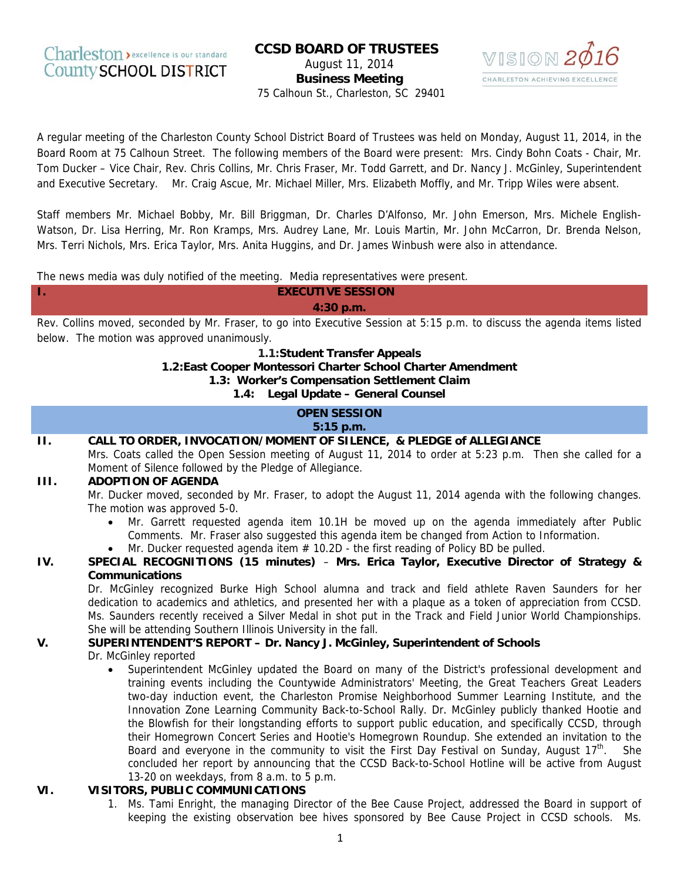Charleston County SCHOOL DISTRICT — excellence is our standard

# CCSD BOARD OF TRUSTEES

August 11, 2014

**Business Meeting**

75 Calhoun St., Charleston, SC 29401

VISION 2016 — CHARLESTON ACHIEVING EXCELLENCE

A regular meeting of the Charleston County School District Board of Trustees was held on Monday, August 11, 2014, in the Board Room at 75 Calhoun Street. The following members of the Board were present: Mrs. Cindy Bohn Coats - Chair, Mr. Tom Ducker – Vice Chair, Rev. Chris Collins, Mr. Chris Fraser, Mr. Todd Garrett, and Dr. Nancy J. McGinley, Superintendent and Executive Secretary. Mr. Craig Ascue, Mr. Michael Miller, Mrs. Elizabeth Moffly, and Mr. Tripp Wiles were absent.

Staff members Mr. Michael Bobby, Mr. Bill Briggman, Dr. Charles D'Alfonso, Mr. John Emerson, Mrs. Michele English-Watson, Dr. Lisa Herring, Mr. Ron Kramps, Mrs. Audrey Lane, Mr. Louis Martin, Mr. John McCarron, Dr. Brenda Nelson, Mrs. Terri Nichols, Mrs. Erica Taylor, Mrs. Anita Huggins, and Dr. James Winbush were also in attendance.

The news media was duly notified of the meeting. Media representatives were present.

## I. EXECUTIVE SESSION

**4:30 p.m.**

Rev. Collins moved, seconded by Mr. Fraser, to go into Executive Session at 5:15 p.m. to discuss the agenda items listed below. The motion was approved unanimously.

**1.1: Student Transfer Appeals**

**1.2: East Cooper Montessori Charter School Charter Amendment**

**1.3: Worker's Compensation Settlement Claim**

**1.4: Legal Update – General Counsel**

## OPEN SESSION

**5:15 p.m.**

## II. CALL TO ORDER, INVOCATION/MOMENT OF SILENCE, & PLEDGE of ALLEGIANCE

Mrs. Coats called the Open Session meeting of August 11, 2014 to order at 5:23 p.m. Then she called for a Moment of Silence followed by the Pledge of Allegiance.

## III. ADOPTION OF AGENDA

Mr. Ducker moved, seconded by Mr. Fraser, to adopt the August 11, 2014 agenda with the following changes. The motion was approved 5-0.

- Mr. Garrett requested agenda item 10.1H be moved up on the agenda immediately after Public Comments. Mr. Fraser also suggested this agenda item be changed from Action to Information.
- Mr. Ducker requested agenda item # 10.2D - the first reading of Policy BD be pulled.

## IV. SPECIAL RECOGNITIONS (15 minutes) – Mrs. Erica Taylor, Executive Director of Strategy & Communications

Dr. McGinley recognized Burke High School alumna and track and field athlete Raven Saunders for her dedication to academics and athletics, and presented her with a plaque as a token of appreciation from CCSD. Ms. Saunders recently received a Silver Medal in shot put in the Track and Field Junior World Championships. She will be attending Southern Illinois University in the fall.

## V. SUPERINTENDENT'S REPORT – Dr. Nancy J. McGinley, Superintendent of Schools

Dr. McGinley reported

- Superintendent McGinley updated the Board on many of the District's professional development and training events including the Countywide Administrators' Meeting, the Great Teachers Great Leaders two-day induction event, the Charleston Promise Neighborhood Summer Learning Institute, and the Innovation Zone Learning Community Back-to-School Rally. Dr. McGinley publicly thanked Hootie and the Blowfish for their longstanding efforts to support public education, and specifically CCSD, through their Homegrown Concert Series and Hootie's Homegrown Roundup. She extended an invitation to the Board and everyone in the community to visit the First Day Festival on Sunday, August 17th. She concluded her report by announcing that the CCSD Back-to-School Hotline will be active from August 13-20 on weekdays, from 8 a.m. to 5 p.m.

## VI. VISITORS, PUBLIC COMMUNICATIONS

1. Ms. Tami Enright, the managing Director of the Bee Cause Project, addressed the Board in support of keeping the existing observation bee hives sponsored by Bee Cause Project in CCSD schools. Ms.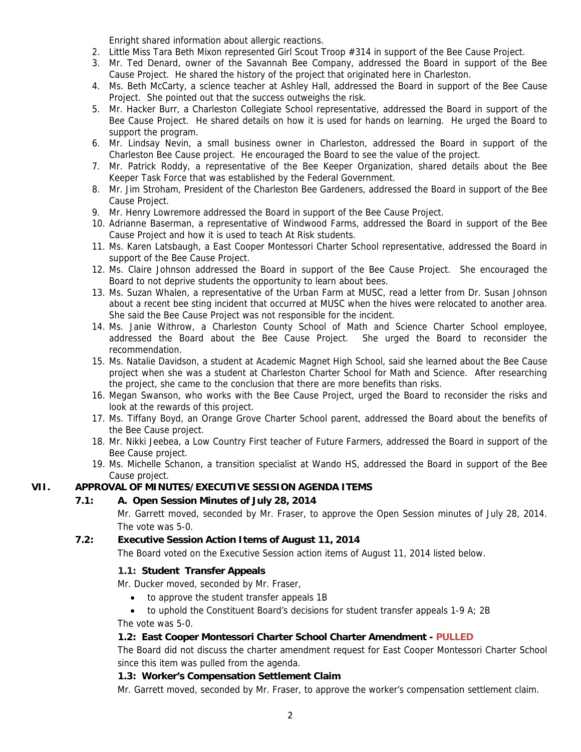Enright shared information about allergic reactions.

2. Little Miss Tara Beth Mixon represented Girl Scout Troop #314 in support of the Bee Cause Project.
3. Mr. Ted Denard, owner of the Savannah Bee Company, addressed the Board in support of the Bee Cause Project. He shared the history of the project that originated here in Charleston.
4. Ms. Beth McCarty, a science teacher at Ashley Hall, addressed the Board in support of the Bee Cause Project. She pointed out that the success outweighs the risk.
5. Mr. Hacker Burr, a Charleston Collegiate School representative, addressed the Board in support of the Bee Cause Project. He shared details on how it is used for hands on learning. He urged the Board to support the program.
6. Mr. Lindsay Nevin, a small business owner in Charleston, addressed the Board in support of the Charleston Bee Cause project. He encouraged the Board to see the value of the project.
7. Mr. Patrick Roddy, a representative of the Bee Keeper Organization, shared details about the Bee Keeper Task Force that was established by the Federal Government.
8. Mr. Jim Stroham, President of the Charleston Bee Gardeners, addressed the Board in support of the Bee Cause Project.
9. Mr. Henry Lowremore addressed the Board in support of the Bee Cause Project.
10. Adrianne Baserman, a representative of Windwood Farms, addressed the Board in support of the Bee Cause Project and how it is used to teach At Risk students.
11. Ms. Karen Latsbaugh, a East Cooper Montessori Charter School representative, addressed the Board in support of the Bee Cause Project.
12. Ms. Claire Johnson addressed the Board in support of the Bee Cause Project. She encouraged the Board to not deprive students the opportunity to learn about bees.
13. Ms. Suzan Whalen, a representative of the Urban Farm at MUSC, read a letter from Dr. Susan Johnson about a recent bee sting incident that occurred at MUSC when the hives were relocated to another area. She said the Bee Cause Project was not responsible for the incident.
14. Ms. Janie Withrow, a Charleston County School of Math and Science Charter School employee, addressed the Board about the Bee Cause Project. She urged the Board to reconsider the recommendation.
15. Ms. Natalie Davidson, a student at Academic Magnet High School, said she learned about the Bee Cause project when she was a student at Charleston Charter School for Math and Science. After researching the project, she came to the conclusion that there are more benefits than risks.
16. Megan Swanson, who works with the Bee Cause Project, urged the Board to reconsider the risks and look at the rewards of this project.
17. Ms. Tiffany Boyd, an Orange Grove Charter School parent, addressed the Board about the benefits of the Bee Cause project.
18. Mr. Nikki Jeebea, a Low Country First teacher of Future Farmers, addressed the Board in support of the Bee Cause project.
19. Ms. Michelle Schanon, a transition specialist at Wando HS, addressed the Board in support of the Bee Cause project.

## VII. APPROVAL OF MINUTES/EXECUTIVE SESSION AGENDA ITEMS

### 7.1: A. Open Session Minutes of July 28, 2014

Mr. Garrett moved, seconded by Mr. Fraser, to approve the Open Session minutes of July 28, 2014. The vote was 5-0.

### 7.2: Executive Session Action Items of August 11, 2014

The Board voted on the Executive Session action items of August 11, 2014 listed below.

**1.1: Student Transfer Appeals**

Mr. Ducker moved, seconded by Mr. Fraser,

- to approve the student transfer appeals 1B
- to uphold the Constituent Board's decisions for student transfer appeals 1-9 A; 2B

The vote was 5-0.

**1.2: East Cooper Montessori Charter School Charter Amendment - PULLED**

The Board did not discuss the charter amendment request for East Cooper Montessori Charter School since this item was pulled from the agenda.

**1.3: Worker's Compensation Settlement Claim**

Mr. Garrett moved, seconded by Mr. Fraser, to approve the worker's compensation settlement claim.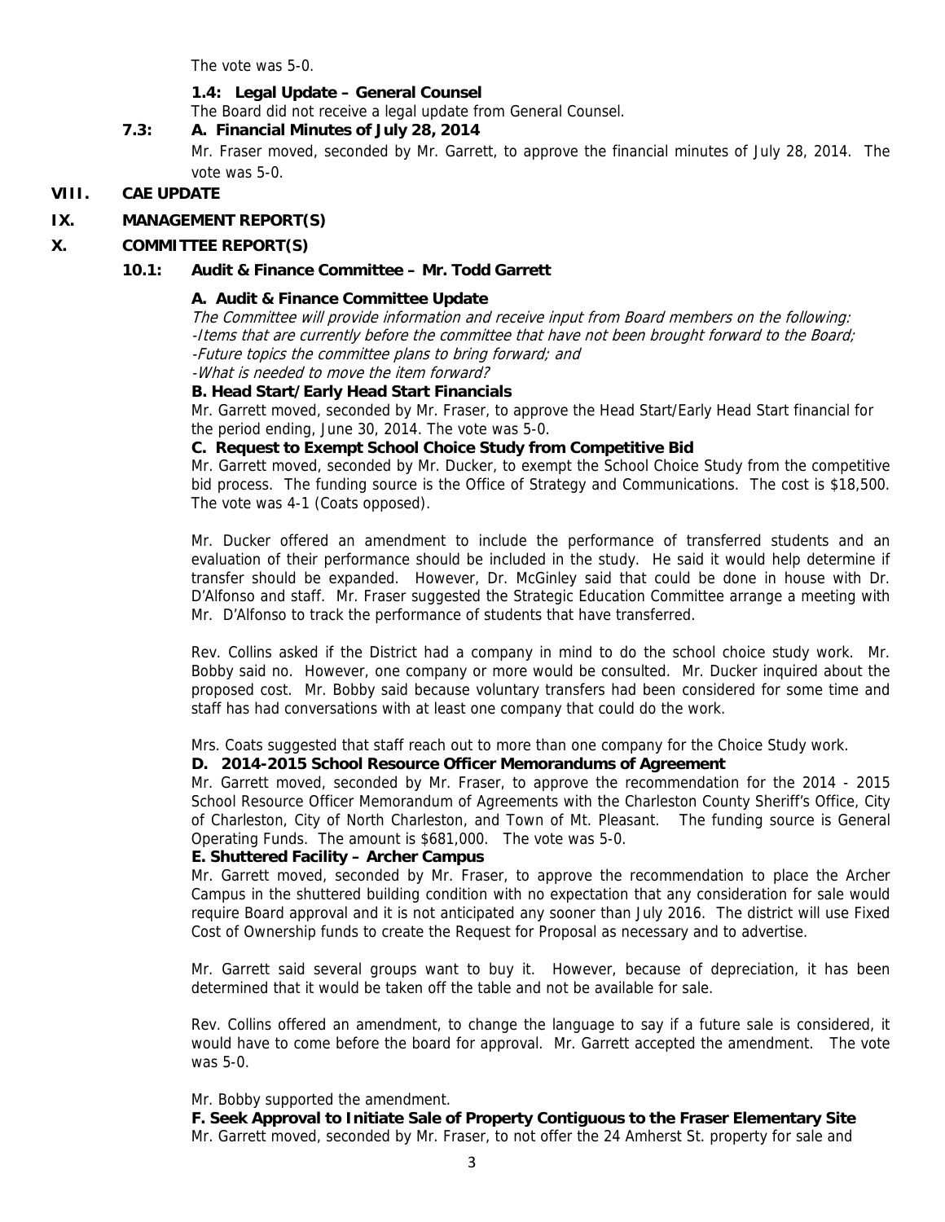The vote was 5-0.

**1.4: Legal Update – General Counsel**

The Board did not receive a legal update from General Counsel.

**7.3: A. Financial Minutes of July 28, 2014**

Mr. Fraser moved, seconded by Mr. Garrett, to approve the financial minutes of July 28, 2014. The vote was 5-0.

## VIII. CAE UPDATE

## IX. MANAGEMENT REPORT(S)

## X. COMMITTEE REPORT(S)

### 10.1: Audit & Finance Committee – Mr. Todd Garrett

**A. Audit & Finance Committee Update**

*The Committee will provide information and receive input from Board members on the following:*
*-Items that are currently before the committee that have not been brought forward to the Board;*
*-Future topics the committee plans to bring forward; and*
*-What is needed to move the item forward?*

**B. Head Start/Early Head Start Financials**

Mr. Garrett moved, seconded by Mr. Fraser, to approve the Head Start/Early Head Start financial for the period ending, June 30, 2014. The vote was 5-0.

**C. Request to Exempt School Choice Study from Competitive Bid**

Mr. Garrett moved, seconded by Mr. Ducker, to exempt the School Choice Study from the competitive bid process. The funding source is the Office of Strategy and Communications. The cost is $18,500. The vote was 4-1 (Coats opposed).

Mr. Ducker offered an amendment to include the performance of transferred students and an evaluation of their performance should be included in the study. He said it would help determine if transfer should be expanded. However, Dr. McGinley said that could be done in house with Dr. D'Alfonso and staff. Mr. Fraser suggested the Strategic Education Committee arrange a meeting with Mr. D'Alfonso to track the performance of students that have transferred.

Rev. Collins asked if the District had a company in mind to do the school choice study work. Mr. Bobby said no. However, one company or more would be consulted. Mr. Ducker inquired about the proposed cost. Mr. Bobby said because voluntary transfers had been considered for some time and staff has had conversations with at least one company that could do the work.

Mrs. Coats suggested that staff reach out to more than one company for the Choice Study work.

**D. 2014-2015 School Resource Officer Memorandums of Agreement**

Mr. Garrett moved, seconded by Mr. Fraser, to approve the recommendation for the 2014 - 2015 School Resource Officer Memorandum of Agreements with the Charleston County Sheriff's Office, City of Charleston, City of North Charleston, and Town of Mt. Pleasant. The funding source is General Operating Funds. The amount is $681,000. The vote was 5-0.

**E. Shuttered Facility – Archer Campus**

Mr. Garrett moved, seconded by Mr. Fraser, to approve the recommendation to place the Archer Campus in the shuttered building condition with no expectation that any consideration for sale would require Board approval and it is not anticipated any sooner than July 2016. The district will use Fixed Cost of Ownership funds to create the Request for Proposal as necessary and to advertise.

Mr. Garrett said several groups want to buy it. However, because of depreciation, it has been determined that it would be taken off the table and not be available for sale.

Rev. Collins offered an amendment, to change the language to say if a future sale is considered, it would have to come before the board for approval. Mr. Garrett accepted the amendment. The vote was 5-0.

Mr. Bobby supported the amendment.

**F. Seek Approval to Initiate Sale of Property Contiguous to the Fraser Elementary Site**

Mr. Garrett moved, seconded by Mr. Fraser, to not offer the 24 Amherst St. property for sale and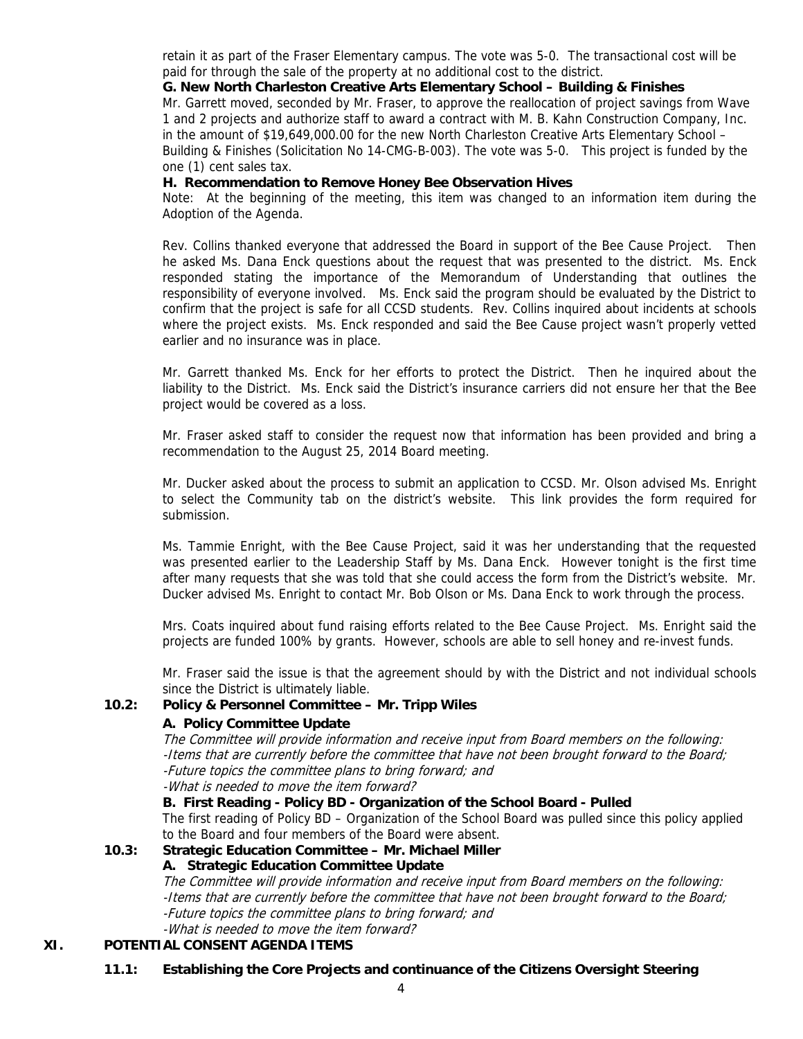retain it as part of the Fraser Elementary campus. The vote was 5-0. The transactional cost will be paid for through the sale of the property at no additional cost to the district.

**G. New North Charleston Creative Arts Elementary School – Building & Finishes**

Mr. Garrett moved, seconded by Mr. Fraser, to approve the reallocation of project savings from Wave 1 and 2 projects and authorize staff to award a contract with M. B. Kahn Construction Company, Inc. in the amount of $19,649,000.00 for the new North Charleston Creative Arts Elementary School – Building & Finishes (Solicitation No 14-CMG-B-003). The vote was 5-0. This project is funded by the one (1) cent sales tax.

**H. Recommendation to Remove Honey Bee Observation Hives**

Note: At the beginning of the meeting, this item was changed to an information item during the Adoption of the Agenda.

Rev. Collins thanked everyone that addressed the Board in support of the Bee Cause Project. Then he asked Ms. Dana Enck questions about the request that was presented to the district. Ms. Enck responded stating the importance of the Memorandum of Understanding that outlines the responsibility of everyone involved. Ms. Enck said the program should be evaluated by the District to confirm that the project is safe for all CCSD students. Rev. Collins inquired about incidents at schools where the project exists. Ms. Enck responded and said the Bee Cause project wasn't properly vetted earlier and no insurance was in place.

Mr. Garrett thanked Ms. Enck for her efforts to protect the District. Then he inquired about the liability to the District. Ms. Enck said the District's insurance carriers did not ensure her that the Bee project would be covered as a loss.

Mr. Fraser asked staff to consider the request now that information has been provided and bring a recommendation to the August 25, 2014 Board meeting.

Mr. Ducker asked about the process to submit an application to CCSD. Mr. Olson advised Ms. Enright to select the Community tab on the district's website. This link provides the form required for submission.

Ms. Tammie Enright, with the Bee Cause Project, said it was her understanding that the requested was presented earlier to the Leadership Staff by Ms. Dana Enck. However tonight is the first time after many requests that she was told that she could access the form from the District's website. Mr. Ducker advised Ms. Enright to contact Mr. Bob Olson or Ms. Dana Enck to work through the process.

Mrs. Coats inquired about fund raising efforts related to the Bee Cause Project. Ms. Enright said the projects are funded 100% by grants. However, schools are able to sell honey and re-invest funds.

Mr. Fraser said the issue is that the agreement should by with the District and not individual schools since the District is ultimately liable.

**10.2: Policy & Personnel Committee – Mr. Tripp Wiles**

**A. Policy Committee Update**

*The Committee will provide information and receive input from Board members on the following:*
*-Items that are currently before the committee that have not been brought forward to the Board;*
*-Future topics the committee plans to bring forward; and*
*-What is needed to move the item forward?*

**B. First Reading - Policy BD - Organization of the School Board - Pulled**

The first reading of Policy BD – Organization of the School Board was pulled since this policy applied to the Board and four members of the Board were absent.

**10.3: Strategic Education Committee – Mr. Michael Miller**

**A. Strategic Education Committee Update**

*The Committee will provide information and receive input from Board members on the following:*
*-Items that are currently before the committee that have not been brought forward to the Board;*
*-Future topics the committee plans to bring forward; and*
*-What is needed to move the item forward?*

## XI. POTENTIAL CONSENT AGENDA ITEMS

**11.1: Establishing the Core Projects and continuance of the Citizens Oversight Steering**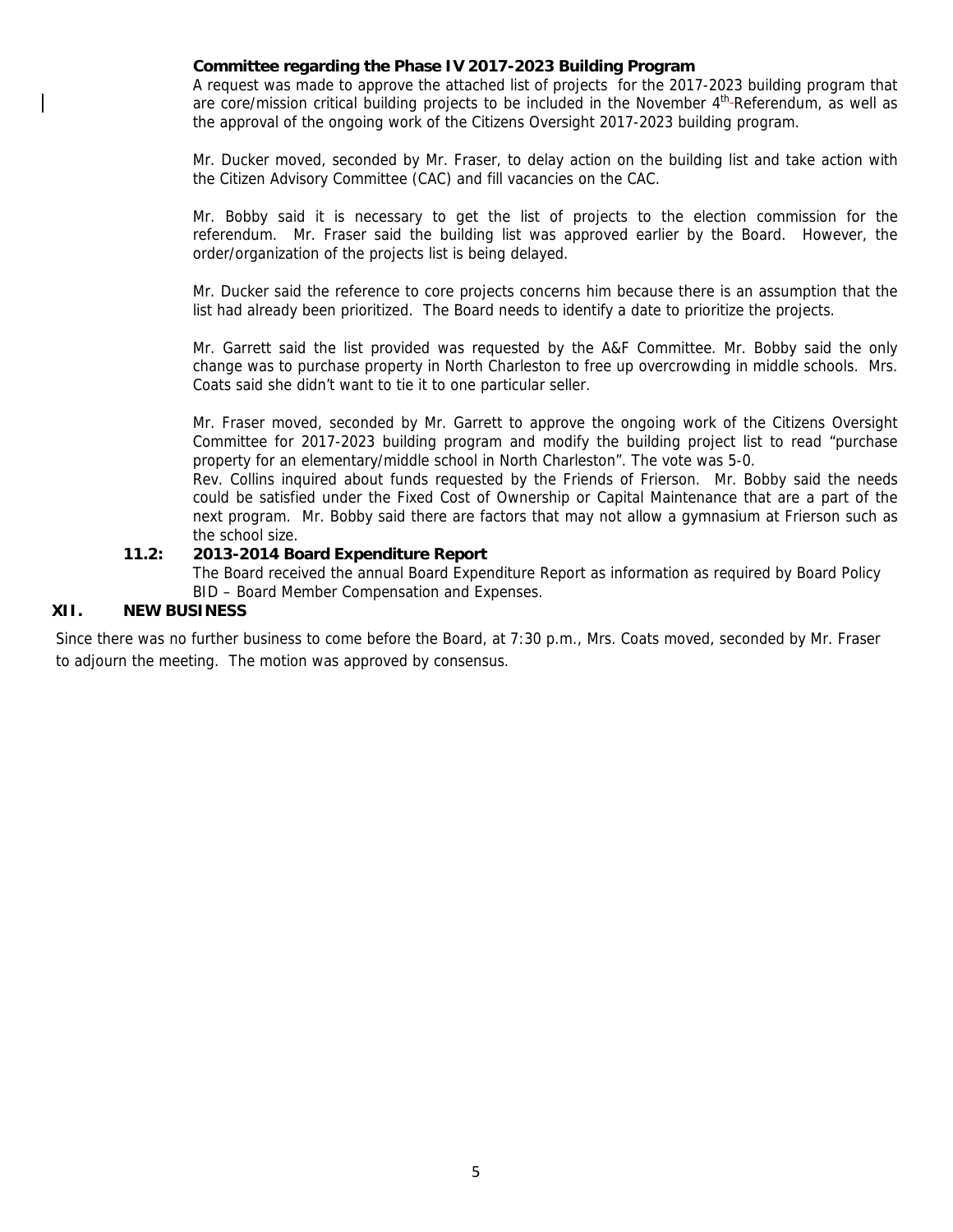**Committee regarding the Phase IV 2017-2023 Building Program**

A request was made to approve the attached list of projects for the 2017-2023 building program that are core/mission critical building projects to be included in the November 4th Referendum, as well as the approval of the ongoing work of the Citizens Oversight 2017-2023 building program.

Mr. Ducker moved, seconded by Mr. Fraser, to delay action on the building list and take action with the Citizen Advisory Committee (CAC) and fill vacancies on the CAC.

Mr. Bobby said it is necessary to get the list of projects to the election commission for the referendum. Mr. Fraser said the building list was approved earlier by the Board. However, the order/organization of the projects list is being delayed.

Mr. Ducker said the reference to core projects concerns him because there is an assumption that the list had already been prioritized. The Board needs to identify a date to prioritize the projects.

Mr. Garrett said the list provided was requested by the A&F Committee. Mr. Bobby said the only change was to purchase property in North Charleston to free up overcrowding in middle schools. Mrs. Coats said she didn't want to tie it to one particular seller.

Mr. Fraser moved, seconded by Mr. Garrett to approve the ongoing work of the Citizens Oversight Committee for 2017-2023 building program and modify the building project list to read "purchase property for an elementary/middle school in North Charleston". The vote was 5-0.

Rev. Collins inquired about funds requested by the Friends of Frierson. Mr. Bobby said the needs could be satisfied under the Fixed Cost of Ownership or Capital Maintenance that are a part of the next program. Mr. Bobby said there are factors that may not allow a gymnasium at Frierson such as the school size.

**11.2: 2013-2014 Board Expenditure Report**

The Board received the annual Board Expenditure Report as information as required by Board Policy BID – Board Member Compensation and Expenses.

## XII. NEW BUSINESS

Since there was no further business to come before the Board, at 7:30 p.m., Mrs. Coats moved, seconded by Mr. Fraser to adjourn the meeting. The motion was approved by consensus.